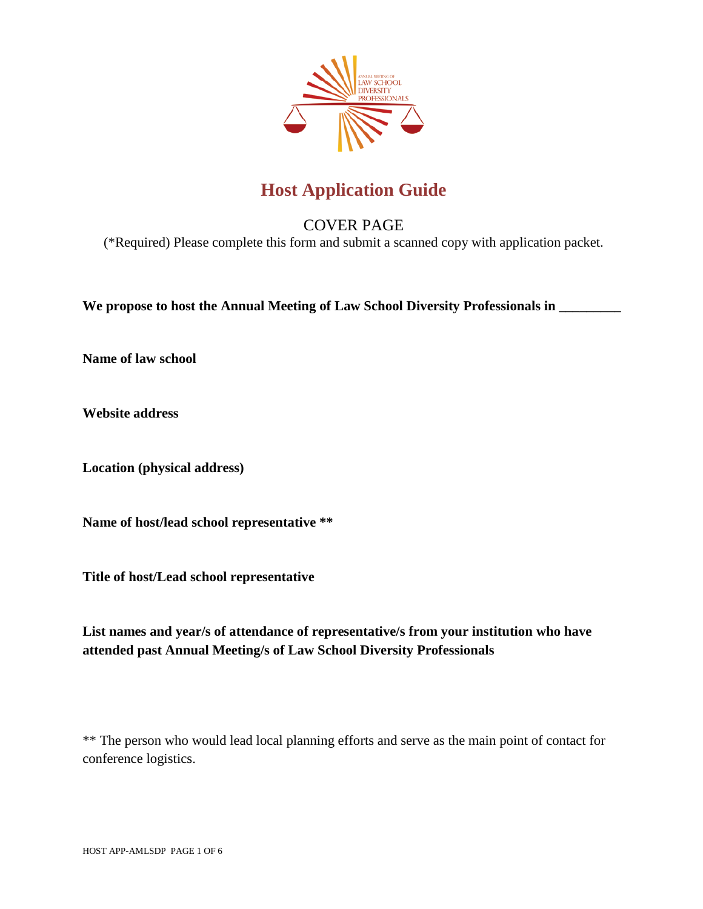# Host Application Guide

COVER PAGE

(*Required) Please complete this form and submit a scanned copy with application packet.

**We propose to host the Annual Meeting of Law School Diversity Professionals in _________**

**Name of law school**

**Website address**

**Location (physical address)**

**Name of host/lead school representative ****

**Title of host/Lead school representative**

**List names and year/s of attendance of representative/s from your institution who have attended past Annual Meeting/s of Law School Diversity Professionals**

** The person who would lead local planning efforts and serve as the main point of contact for conference logistics.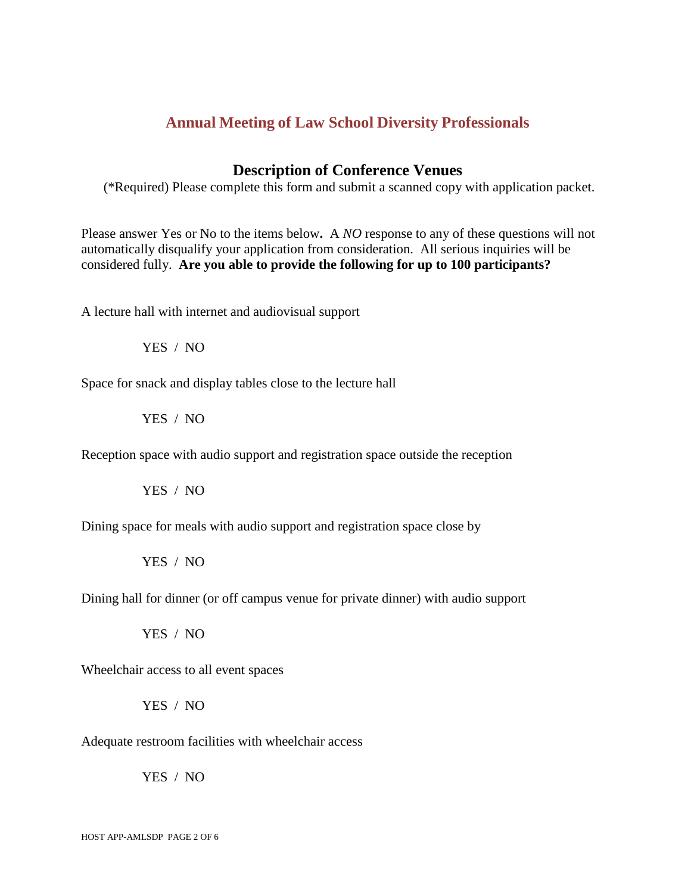## Annual Meeting of Law School Diversity Professionals

### Description of Conference Venues

(*Required) Please complete this form and submit a scanned copy with application packet.

Please answer Yes or No to the items below**.** A *NO* response to any of these questions will not automatically disqualify your application from consideration. All serious inquiries will be considered fully. **Are you able to provide the following for up to 100 participants?**

A lecture hall with internet and audiovisual support

YES / NO

Space for snack and display tables close to the lecture hall

YES / NO

Reception space with audio support and registration space outside the reception

YES / NO

Dining space for meals with audio support and registration space close by

YES / NO

Dining hall for dinner (or off campus venue for private dinner) with audio support

YES / NO

Wheelchair access to all event spaces

YES / NO

Adequate restroom facilities with wheelchair access

YES / NO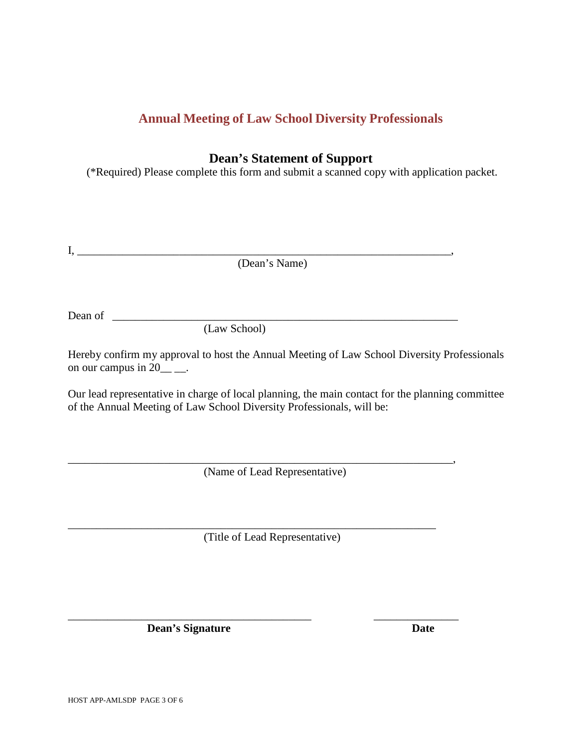# Annual Meeting of Law School Diversity Professionals

## Dean's Statement of Support

(*Required) Please complete this form and submit a scanned copy with application packet.

I, ____________________________________________________________________,

(Dean's Name)

Dean of ______________________________________________________________

(Law School)

Hereby confirm my approval to host the Annual Meeting of Law School Diversity Professionals on our campus in 20__ __.

Our lead representative in charge of local planning, the main contact for the planning committee of the Annual Meeting of Law School Diversity Professionals, will be:

_____________________________________________________________________,

(Name of Lead Representative)

__________________________________________________________________

(Title of Lead Representative)

____________________________________________ _______________

**Dean's Signature** **Date**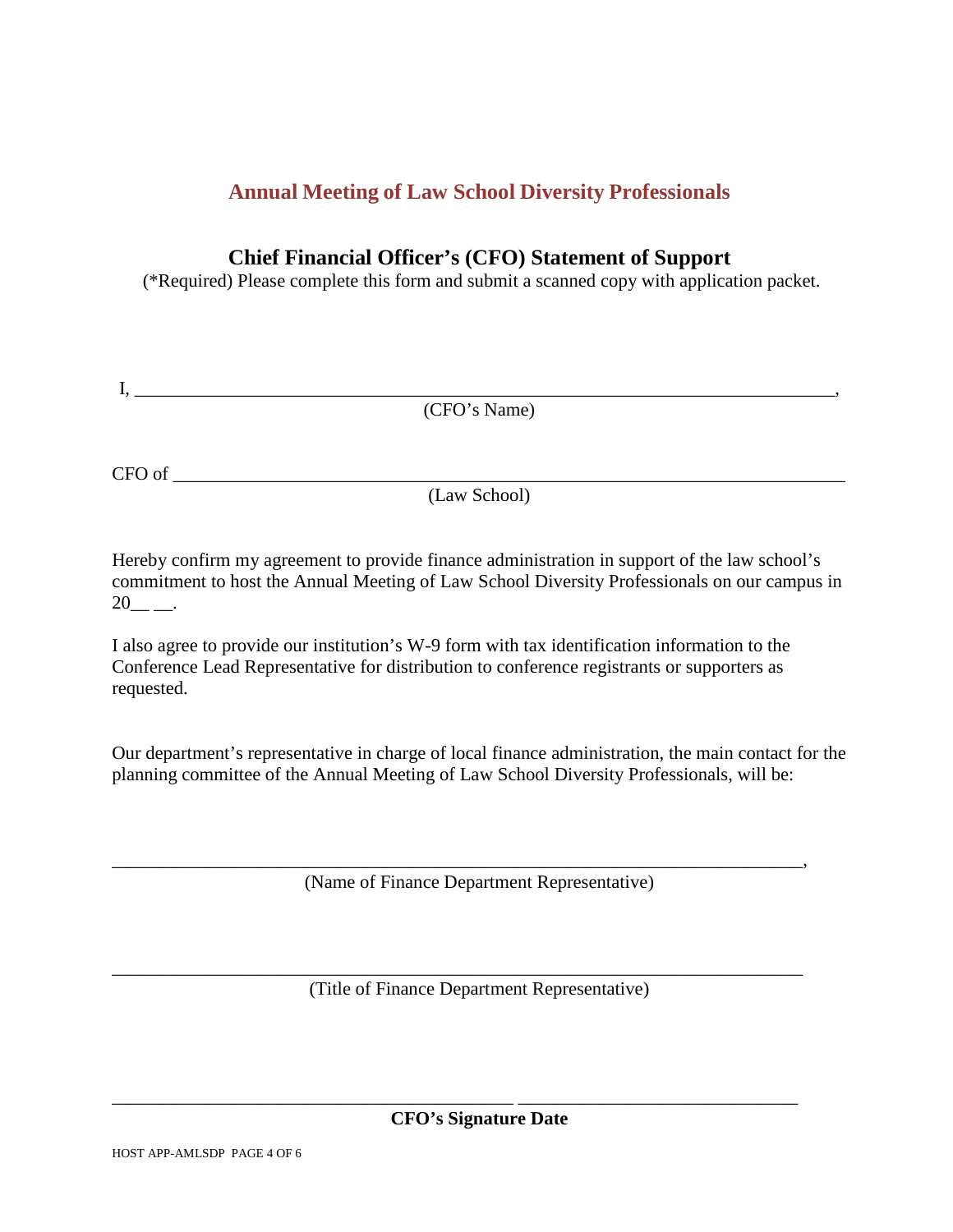## Annual Meeting of Law School Diversity Professionals

### Chief Financial Officer's (CFO) Statement of Support

(*Required) Please complete this form and submit a scanned copy with application packet.

I, ______________________________________________________________________________,

(CFO's Name)

CFO of ______________________________________________________________________________

(Law School)

Hereby confirm my agreement to provide finance administration in support of the law school's commitment to host the Annual Meeting of Law School Diversity Professionals on our campus in 20__ __.

I also agree to provide our institution's W-9 form with tax identification information to the Conference Lead Representative for distribution to conference registrants or supporters as requested.

Our department's representative in charge of local finance administration, the main contact for the planning committee of the Annual Meeting of Law School Diversity Professionals, will be:

______________________________________________________________________________,

(Name of Finance Department Representative)

______________________________________________________________________________

(Title of Finance Department Representative)

__________________________________________ ______________________________

**CFO's Signature Date**

HOST APP-AMLSDP PAGE 4 OF 6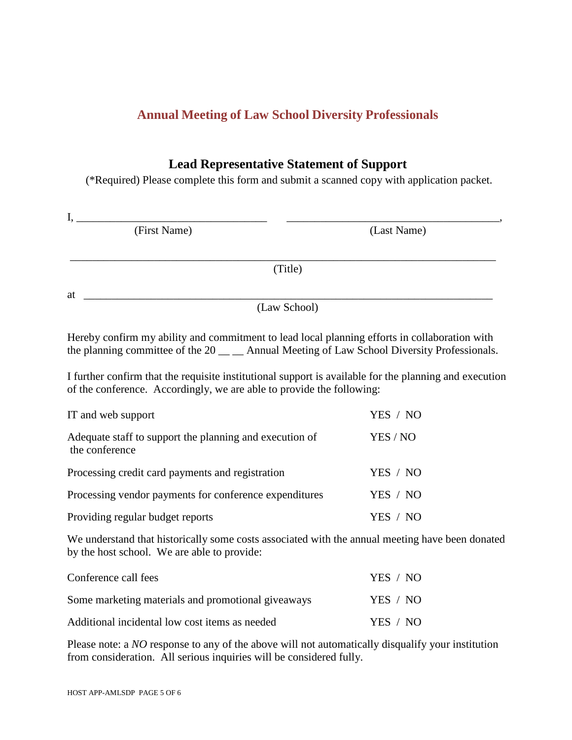# Annual Meeting of Law School Diversity Professionals

## Lead Representative Statement of Support

(*Required) Please complete this form and submit a scanned copy with application packet.

I, ______________________________ ______________________________,
(First Name) (Last Name)

____________________________________________________________
(Title)

at ____________________________________________________________
(Law School)

Hereby confirm my ability and commitment to lead local planning efforts in collaboration with the planning committee of the 20 __ __ Annual Meeting of Law School Diversity Professionals.

I further confirm that the requisite institutional support is available for the planning and execution of the conference. Accordingly, we are able to provide the following:

| | |
|---|---|
| IT and web support | YES / NO |
| Adequate staff to support the planning and execution of the conference | YES / NO |
| Processing credit card payments and registration | YES / NO |
| Processing vendor payments for conference expenditures | YES / NO |
| Providing regular budget reports | YES / NO |

We understand that historically some costs associated with the annual meeting have been donated by the host school. We are able to provide:

| | |
|---|---|
| Conference call fees | YES / NO |
| Some marketing materials and promotional giveaways | YES / NO |
| Additional incidental low cost items as needed | YES / NO |

Please note: a *NO* response to any of the above will not automatically disqualify your institution from consideration. All serious inquiries will be considered fully.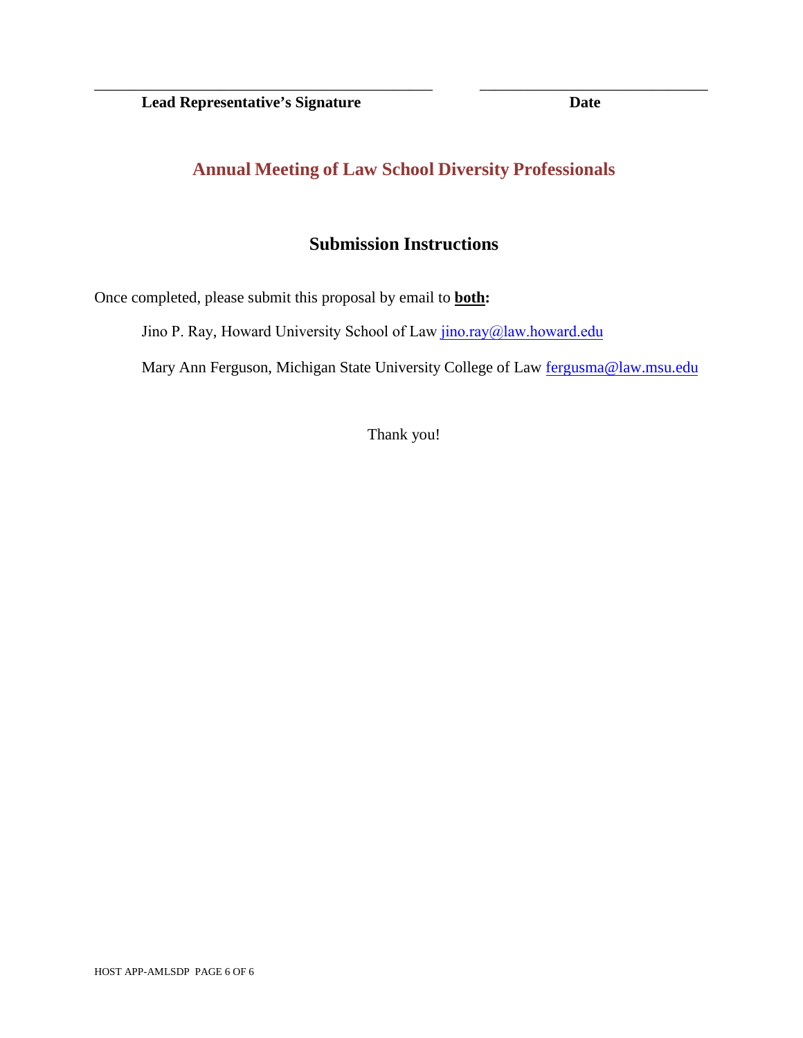______________________________ ______________________________

**Lead Representative's Signature** **Date**

## Annual Meeting of Law School Diversity Professionals

### Submission Instructions

Once completed, please submit this proposal by email to **both:**

Jino P. Ray, Howard University School of Law jino.ray@law.howard.edu

Mary Ann Ferguson, Michigan State University College of Law fergusma@law.msu.edu

Thank you!